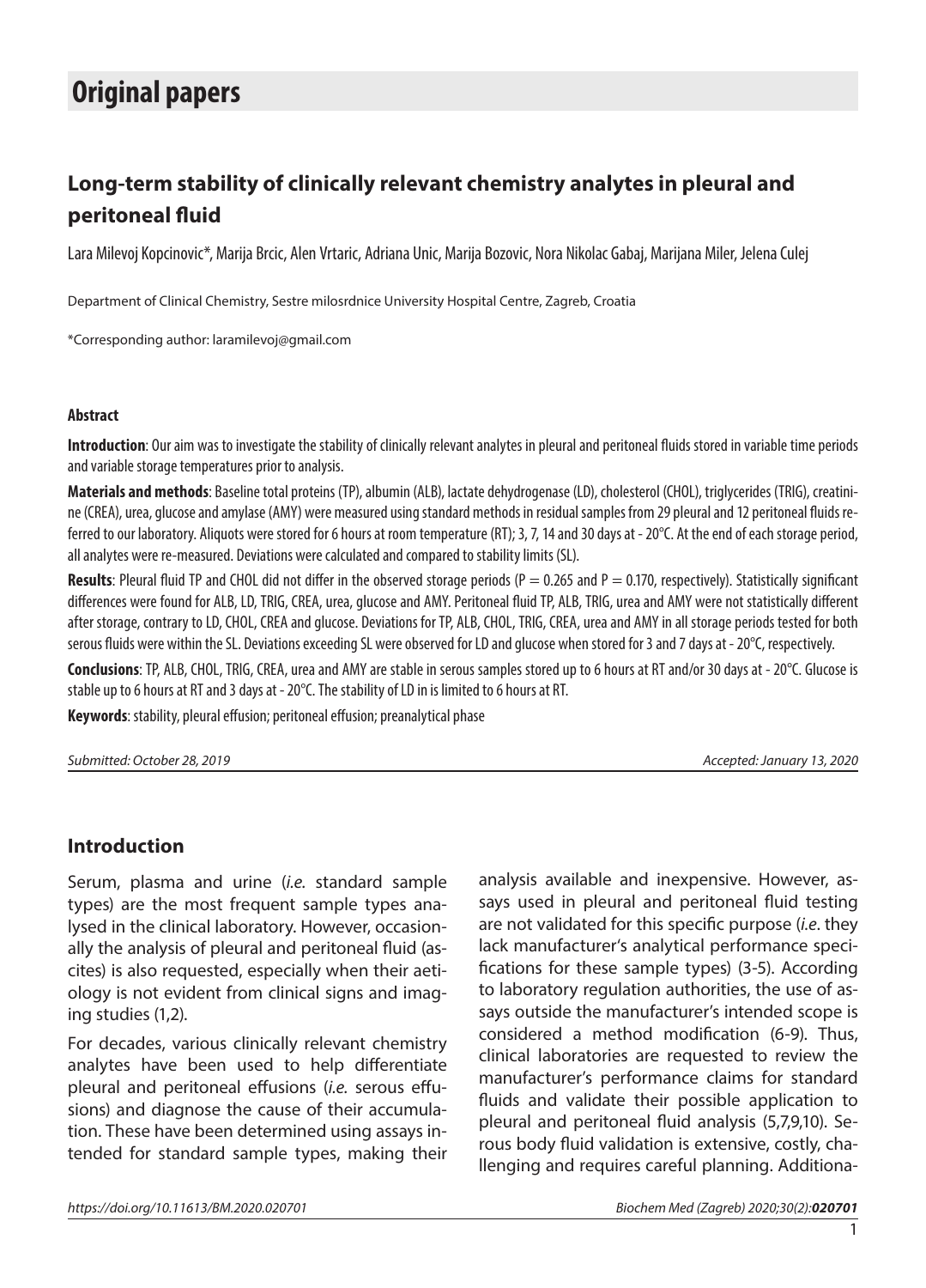# Original papers

## Long-term stability of clinically relevant chemistry analytes in pleural and peritoneal fluid

Lara Milevoj Kopcinovic*, Marija Brcic, Alen Vrtaric, Adriana Unic, Marija Bozovic, Nora Nikolac Gabaj, Marijana Miler, Jelena Culej

Department of Clinical Chemistry, Sestre milosrdnice University Hospital Centre, Zagreb, Croatia

*Corresponding author: laramilevoj@gmail.com

#### Abstract

**Introduction**: Our aim was to investigate the stability of clinically relevant analytes in pleural and peritoneal fluids stored in variable time periods and variable storage temperatures prior to analysis.

**Materials and methods**: Baseline total proteins (TP), albumin (ALB), lactate dehydrogenase (LD), cholesterol (CHOL), triglycerides (TRIG), creatinine (CREA), urea, glucose and amylase (AMY) were measured using standard methods in residual samples from 29 pleural and 12 peritoneal fluids referred to our laboratory. Aliquots were stored for 6 hours at room temperature (RT); 3, 7, 14 and 30 days at - 20°C. At the end of each storage period, all analytes were re-measured. Deviations were calculated and compared to stability limits (SL).

**Results**: Pleural fluid TP and CHOL did not differ in the observed storage periods ($P = 0.265$ and $P = 0.170$, respectively). Statistically significant differences were found for ALB, LD, TRIG, CREA, urea, glucose and AMY. Peritoneal fluid TP, ALB, TRIG, urea and AMY were not statistically different after storage, contrary to LD, CHOL, CREA and glucose. Deviations for TP, ALB, CHOL, TRIG, CREA, urea and AMY in all storage periods tested for both serous fluids were within the SL. Deviations exceeding SL were observed for LD and glucose when stored for 3 and 7 days at - 20°C, respectively.

**Conclusions**: TP, ALB, CHOL, TRIG, CREA, urea and AMY are stable in serous samples stored up to 6 hours at RT and/or 30 days at - 20°C. Glucose is stable up to 6 hours at RT and 3 days at - 20°C. The stability of LD in is limited to 6 hours at RT.

**Keywords**: stability, pleural effusion; peritoneal effusion; preanalytical phase

*Submitted: October 28, 2019* *Accepted: January 13, 2020*

## Introduction

Serum, plasma and urine (*i.e.* standard sample types) are the most frequent sample types analysed in the clinical laboratory. However, occasionally the analysis of pleural and peritoneal fluid (ascites) is also requested, especially when their aetiology is not evident from clinical signs and imaging studies (1,2).

For decades, various clinically relevant chemistry analytes have been used to help differentiate pleural and peritoneal effusions (*i.e.* serous effusions) and diagnose the cause of their accumulation. These have been determined using assays intended for standard sample types, making their analysis available and inexpensive. However, assays used in pleural and peritoneal fluid testing are not validated for this specific purpose (*i.e.* they lack manufacturer's analytical performance specifications for these sample types) (3-5). According to laboratory regulation authorities, the use of assays outside the manufacturer's intended scope is considered a method modification (6-9). Thus, clinical laboratories are requested to review the manufacturer's performance claims for standard fluids and validate their possible application to pleural and peritoneal fluid analysis (5,7,9,10). Serous body fluid validation is extensive, costly, challenging and requires careful planning. Additiona-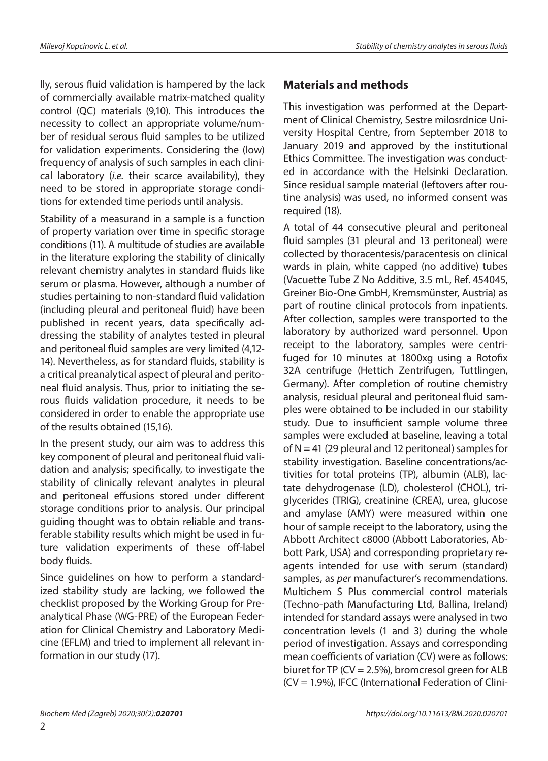lly, serous fluid validation is hampered by the lack of commercially available matrix-matched quality control (QC) materials (9,10). This introduces the necessity to collect an appropriate volume/number of residual serous fluid samples to be utilized for validation experiments. Considering the (low) frequency of analysis of such samples in each clinical laboratory (*i.e.* their scarce availability), they need to be stored in appropriate storage conditions for extended time periods until analysis.

Stability of a measurand in a sample is a function of property variation over time in specific storage conditions (11). A multitude of studies are available in the literature exploring the stability of clinically relevant chemistry analytes in standard fluids like serum or plasma. However, although a number of studies pertaining to non-standard fluid validation (including pleural and peritoneal fluid) have been published in recent years, data specifically addressing the stability of analytes tested in pleural and peritoneal fluid samples are very limited (4,12-14). Nevertheless, as for standard fluids, stability is a critical preanalytical aspect of pleural and peritoneal fluid analysis. Thus, prior to initiating the serous fluids validation procedure, it needs to be considered in order to enable the appropriate use of the results obtained (15,16).

In the present study, our aim was to address this key component of pleural and peritoneal fluid validation and analysis; specifically, to investigate the stability of clinically relevant analytes in pleural and peritoneal effusions stored under different storage conditions prior to analysis. Our principal guiding thought was to obtain reliable and transferable stability results which might be used in future validation experiments of these off-label body fluids.

Since guidelines on how to perform a standardized stability study are lacking, we followed the checklist proposed by the Working Group for Preanalytical Phase (WG-PRE) of the European Federation for Clinical Chemistry and Laboratory Medicine (EFLM) and tried to implement all relevant information in our study (17).

## Materials and methods

This investigation was performed at the Department of Clinical Chemistry, Sestre milosrdnice University Hospital Centre, from September 2018 to January 2019 and approved by the institutional Ethics Committee. The investigation was conducted in accordance with the Helsinki Declaration. Since residual sample material (leftovers after routine analysis) was used, no informed consent was required (18).

A total of 44 consecutive pleural and peritoneal fluid samples (31 pleural and 13 peritoneal) were collected by thoracentesis/paracentesis on clinical wards in plain, white capped (no additive) tubes (Vacuette Tube Z No Additive, 3.5 mL, Ref. 454045, Greiner Bio-One GmbH, Kremsmünster, Austria) as part of routine clinical protocols from inpatients. After collection, samples were transported to the laboratory by authorized ward personnel. Upon receipt to the laboratory, samples were centrifuged for 10 minutes at 1800xg using a Rotofix 32A centrifuge (Hettich Zentrifugen, Tuttlingen, Germany). After completion of routine chemistry analysis, residual pleural and peritoneal fluid samples were obtained to be included in our stability study. Due to insufficient sample volume three samples were excluded at baseline, leaving a total of N = 41 (29 pleural and 12 peritoneal) samples for stability investigation. Baseline concentrations/activities for total proteins (TP), albumin (ALB), lactate dehydrogenase (LD), cholesterol (CHOL), triglycerides (TRIG), creatinine (CREA), urea, glucose and amylase (AMY) were measured within one hour of sample receipt to the laboratory, using the Abbott Architect c8000 (Abbott Laboratories, Abbott Park, USA) and corresponding proprietary reagents intended for use with serum (standard) samples, as *per* manufacturer's recommendations. Multichem S Plus commercial control materials (Techno-path Manufacturing Ltd, Ballina, Ireland) intended for standard assays were analysed in two concentration levels (1 and 3) during the whole period of investigation. Assays and corresponding mean coefficients of variation (CV) were as follows: biuret for TP (CV = 2.5%), bromcresol green for ALB (CV = 1.9%), IFCC (International Federation of Clini-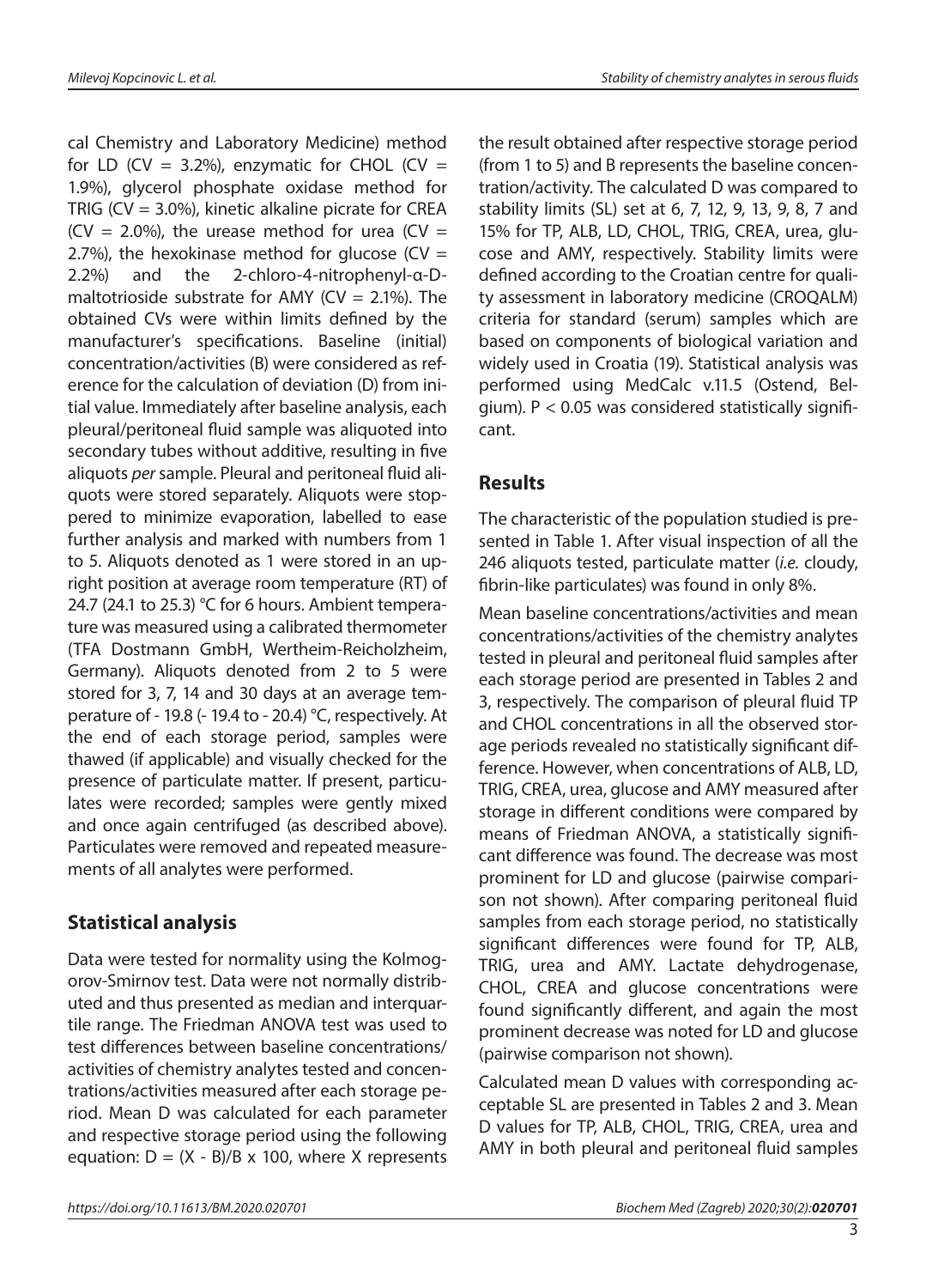cal Chemistry and Laboratory Medicine) method for LD (CV = 3.2%), enzymatic for CHOL (CV = 1.9%), glycerol phosphate oxidase method for TRIG (CV = 3.0%), kinetic alkaline picrate for CREA (CV = 2.0%), the urease method for urea (CV = 2.7%), the hexokinase method for glucose (CV = 2.2%) and the 2-chloro-4-nitrophenyl-α-D-maltotrioside substrate for AMY (CV = 2.1%). The obtained CVs were within limits defined by the manufacturer's specifications. Baseline (initial) concentration/activities (B) were considered as reference for the calculation of deviation (D) from initial value. Immediately after baseline analysis, each pleural/peritoneal fluid sample was aliquoted into secondary tubes without additive, resulting in five aliquots *per* sample. Pleural and peritoneal fluid aliquots were stored separately. Aliquots were stoppered to minimize evaporation, labelled to ease further analysis and marked with numbers from 1 to 5. Aliquots denoted as 1 were stored in an upright position at average room temperature (RT) of 24.7 (24.1 to 25.3) °C for 6 hours. Ambient temperature was measured using a calibrated thermometer (TFA Dostmann GmbH, Wertheim-Reicholzheim, Germany). Aliquots denoted from 2 to 5 were stored for 3, 7, 14 and 30 days at an average temperature of - 19.8 (- 19.4 to - 20.4) °C, respectively. At the end of each storage period, samples were thawed (if applicable) and visually checked for the presence of particulate matter. If present, particulates were recorded; samples were gently mixed and once again centrifuged (as described above). Particulates were removed and repeated measurements of all analytes were performed.

## Statistical analysis

Data were tested for normality using the Kolmogorov-Smirnov test. Data were not normally distributed and thus presented as median and interquartile range. The Friedman ANOVA test was used to test differences between baseline concentrations/activities of chemistry analytes tested and concentrations/activities measured after each storage period. Mean D was calculated for each parameter and respective storage period using the following equation: $D = (X - B)/B \times 100$, where X represents the result obtained after respective storage period (from 1 to 5) and B represents the baseline concentration/activity. The calculated D was compared to stability limits (SL) set at 6, 7, 12, 9, 13, 9, 8, 7 and 15% for TP, ALB, LD, CHOL, TRIG, CREA, urea, glucose and AMY, respectively. Stability limits were defined according to the Croatian centre for quality assessment in laboratory medicine (CROQALM) criteria for standard (serum) samples which are based on components of biological variation and widely used in Croatia (19). Statistical analysis was performed using MedCalc v.11.5 (Ostend, Belgium). $P < 0.05$ was considered statistically significant.

## Results

The characteristic of the population studied is presented in Table 1. After visual inspection of all the 246 aliquots tested, particulate matter (*i.e.* cloudy, fibrin-like particulates) was found in only 8%.

Mean baseline concentrations/activities and mean concentrations/activities of the chemistry analytes tested in pleural and peritoneal fluid samples after each storage period are presented in Tables 2 and 3, respectively. The comparison of pleural fluid TP and CHOL concentrations in all the observed storage periods revealed no statistically significant difference. However, when concentrations of ALB, LD, TRIG, CREA, urea, glucose and AMY measured after storage in different conditions were compared by means of Friedman ANOVA, a statistically significant difference was found. The decrease was most prominent for LD and glucose (pairwise comparison not shown). After comparing peritoneal fluid samples from each storage period, no statistically significant differences were found for TP, ALB, TRIG, urea and AMY. Lactate dehydrogenase, CHOL, CREA and glucose concentrations were found significantly different, and again the most prominent decrease was noted for LD and glucose (pairwise comparison not shown).

Calculated mean D values with corresponding acceptable SL are presented in Tables 2 and 3. Mean D values for TP, ALB, CHOL, TRIG, CREA, urea and AMY in both pleural and peritoneal fluid samples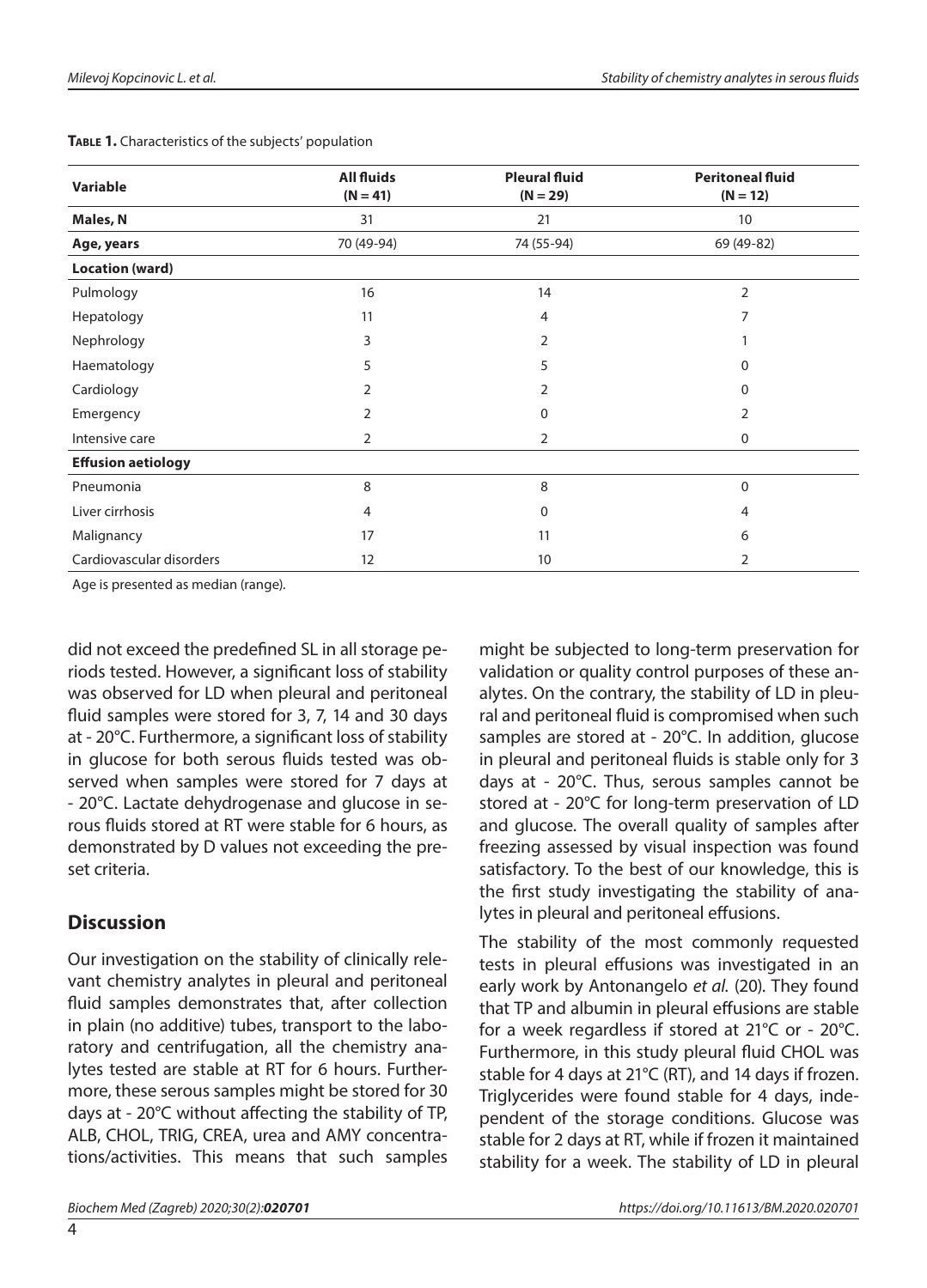**Table 1.** Characteristics of the subjects' population

| Variable | All fluids (N = 41) | Pleural fluid (N = 29) | Peritoneal fluid (N = 12) |
|---|---|---|---|
| **Males, N** | 31 | 21 | 10 |
| **Age, years** | 70 (49-94) | 74 (55-94) | 69 (49-82) |
| **Location (ward)** | | | |
| Pulmology | 16 | 14 | 2 |
| Hepatology | 11 | 4 | 7 |
| Nephrology | 3 | 2 | 1 |
| Haematology | 5 | 5 | 0 |
| Cardiology | 2 | 2 | 0 |
| Emergency | 2 | 0 | 2 |
| Intensive care | 2 | 2 | 0 |
| **Effusion aetiology** | | | |
| Pneumonia | 8 | 8 | 0 |
| Liver cirrhosis | 4 | 0 | 4 |
| Malignancy | 17 | 11 | 6 |
| Cardiovascular disorders | 12 | 10 | 2 |

Age is presented as median (range).

did not exceed the predefined SL in all storage periods tested. However, a significant loss of stability was observed for LD when pleural and peritoneal fluid samples were stored for 3, 7, 14 and 30 days at - 20°C. Furthermore, a significant loss of stability in glucose for both serous fluids tested was observed when samples were stored for 7 days at - 20°C. Lactate dehydrogenase and glucose in serous fluids stored at RT were stable for 6 hours, as demonstrated by D values not exceeding the preset criteria.

## Discussion

Our investigation on the stability of clinically relevant chemistry analytes in pleural and peritoneal fluid samples demonstrates that, after collection in plain (no additive) tubes, transport to the laboratory and centrifugation, all the chemistry analytes tested are stable at RT for 6 hours. Furthermore, these serous samples might be stored for 30 days at - 20°C without affecting the stability of TP, ALB, CHOL, TRIG, CREA, urea and AMY concentrations/activities. This means that such samples might be subjected to long-term preservation for validation or quality control purposes of these analytes. On the contrary, the stability of LD in pleural and peritoneal fluid is compromised when such samples are stored at - 20°C. In addition, glucose in pleural and peritoneal fluids is stable only for 3 days at - 20°C. Thus, serous samples cannot be stored at - 20°C for long-term preservation of LD and glucose. The overall quality of samples after freezing assessed by visual inspection was found satisfactory. To the best of our knowledge, this is the first study investigating the stability of analytes in pleural and peritoneal effusions.

The stability of the most commonly requested tests in pleural effusions was investigated in an early work by Antonangelo *et al.* (20). They found that TP and albumin in pleural effusions are stable for a week regardless if stored at 21°C or - 20°C. Furthermore, in this study pleural fluid CHOL was stable for 4 days at 21°C (RT), and 14 days if frozen. Triglycerides were found stable for 4 days, independent of the storage conditions. Glucose was stable for 2 days at RT, while if frozen it maintained stability for a week. The stability of LD in pleural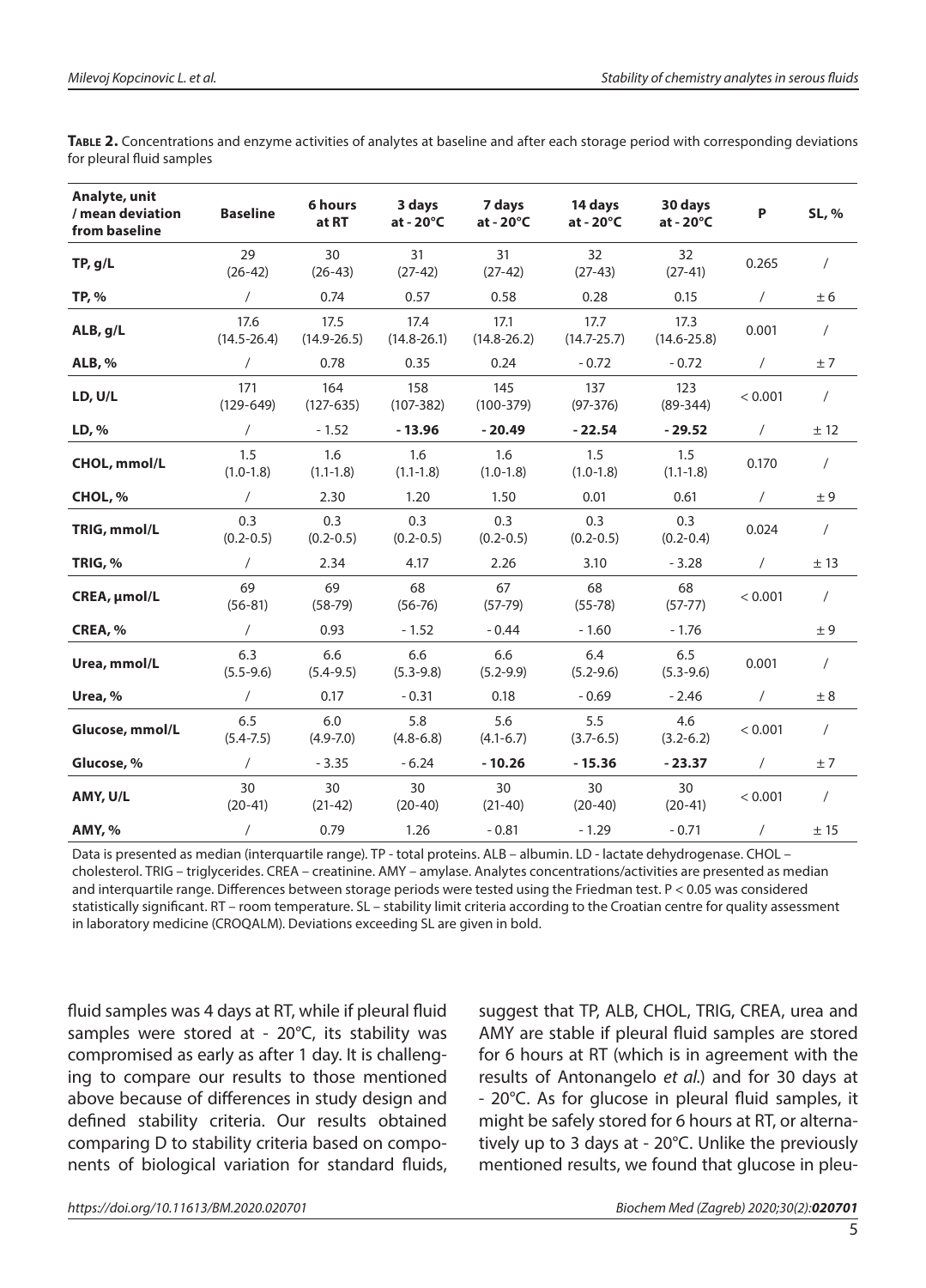**Table 2.** Concentrations and enzyme activities of analytes at baseline and after each storage period with corresponding deviations for pleural fluid samples

| Analyte, unit / mean deviation from baseline | Baseline | 6 hours at RT | 3 days at - 20°C | 7 days at - 20°C | 14 days at - 20°C | 30 days at - 20°C | P | SL, % |
|---|---|---|---|---|---|---|---|---|
| **TP, g/L** | 29 (26-42) | 30 (26-43) | 31 (27-42) | 31 (27-42) | 32 (27-43) | 32 (27-41) | 0.265 | / |
| **TP, %** | / | 0.74 | 0.57 | 0.58 | 0.28 | 0.15 | / | ± 6 |
| **ALB, g/L** | 17.6 (14.5-26.4) | 17.5 (14.9-26.5) | 17.4 (14.8-26.1) | 17.1 (14.8-26.2) | 17.7 (14.7-25.7) | 17.3 (14.6-25.8) | 0.001 | / |
| **ALB, %** | / | 0.78 | 0.35 | 0.24 | - 0.72 | - 0.72 | / | ± 7 |
| **LD, U/L** | 171 (129-649) | 164 (127-635) | 158 (107-382) | 145 (100-379) | 137 (97-376) | 123 (89-344) | < 0.001 | / |
| **LD, %** | / | - 1.52 | **- 13.96** | **- 20.49** | **- 22.54** | **- 29.52** | / | ± 12 |
| **CHOL, mmol/L** | 1.5 (1.0-1.8) | 1.6 (1.1-1.8) | 1.6 (1.1-1.8) | 1.6 (1.0-1.8) | 1.5 (1.0-1.8) | 1.5 (1.1-1.8) | 0.170 | / |
| **CHOL, %** | / | 2.30 | 1.20 | 1.50 | 0.01 | 0.61 | / | ± 9 |
| **TRIG, mmol/L** | 0.3 (0.2-0.5) | 0.3 (0.2-0.5) | 0.3 (0.2-0.5) | 0.3 (0.2-0.5) | 0.3 (0.2-0.5) | 0.3 (0.2-0.4) | 0.024 | / |
| **TRIG, %** | / | 2.34 | 4.17 | 2.26 | 3.10 | - 3.28 | / | ± 13 |
| **CREA, µmol/L** | 69 (56-81) | 69 (58-79) | 68 (56-76) | 67 (57-79) | 68 (55-78) | 68 (57-77) | < 0.001 | / |
| **CREA, %** | / | 0.93 | - 1.52 | - 0.44 | - 1.60 | - 1.76 | | ± 9 |
| **Urea, mmol/L** | 6.3 (5.5-9.6) | 6.6 (5.4-9.5) | 6.6 (5.3-9.8) | 6.6 (5.2-9.9) | 6.4 (5.2-9.6) | 6.5 (5.3-9.6) | 0.001 | / |
| **Urea, %** | / | 0.17 | - 0.31 | 0.18 | - 0.69 | - 2.46 | / | ± 8 |
| **Glucose, mmol/L** | 6.5 (5.4-7.5) | 6.0 (4.9-7.0) | 5.8 (4.8-6.8) | 5.6 (4.1-6.7) | 5.5 (3.7-6.5) | 4.6 (3.2-6.2) | < 0.001 | / |
| **Glucose, %** | / | - 3.35 | - 6.24 | **- 10.26** | **- 15.36** | **- 23.37** | / | ± 7 |
| **AMY, U/L** | 30 (20-41) | 30 (21-42) | 30 (20-40) | 30 (21-40) | 30 (20-40) | 30 (20-41) | < 0.001 | / |
| **AMY, %** | / | 0.79 | 1.26 | - 0.81 | - 1.29 | - 0.71 | / | ± 15 |

Data is presented as median (interquartile range). TP - total proteins. ALB – albumin. LD - lactate dehydrogenase. CHOL – cholesterol. TRIG – triglycerides. CREA – creatinine. AMY – amylase. Analytes concentrations/activities are presented as median and interquartile range. Differences between storage periods were tested using the Friedman test. P < 0.05 was considered statistically significant. RT – room temperature. SL – stability limit criteria according to the Croatian centre for quality assessment in laboratory medicine (CROQALM). Deviations exceeding SL are given in bold.

fluid samples was 4 days at RT, while if pleural fluid samples were stored at - 20°C, its stability was compromised as early as after 1 day. It is challenging to compare our results to those mentioned above because of differences in study design and defined stability criteria. Our results obtained comparing D to stability criteria based on components of biological variation for standard fluids, suggest that TP, ALB, CHOL, TRIG, CREA, urea and AMY are stable if pleural fluid samples are stored for 6 hours at RT (which is in agreement with the results of Antonangelo *et al.*) and for 30 days at - 20°C. As for glucose in pleural fluid samples, it might be safely stored for 6 hours at RT, or alternatively up to 3 days at - 20°C. Unlike the previously mentioned results, we found that glucose in pleu-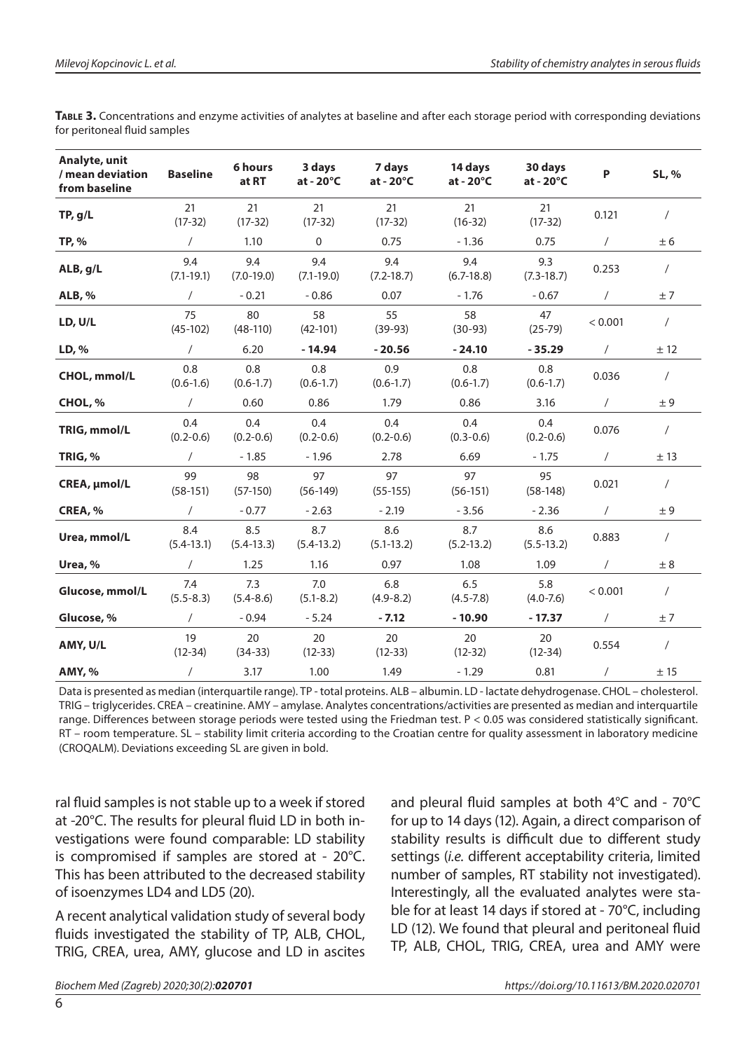**Table 3.** Concentrations and enzyme activities of analytes at baseline and after each storage period with corresponding deviations for peritoneal fluid samples

| Analyte, unit / mean deviation from baseline | Baseline | 6 hours at RT | 3 days at - 20°C | 7 days at - 20°C | 14 days at - 20°C | 30 days at - 20°C | P | SL, % |
|---|---|---|---|---|---|---|---|---|
| **TP, g/L** | 21 (17-32) | 21 (17-32) | 21 (17-32) | 21 (17-32) | 21 (16-32) | 21 (17-32) | 0.121 | / |
| **TP, %** | / | 1.10 | 0 | 0.75 | - 1.36 | 0.75 | / | ± 6 |
| **ALB, g/L** | 9.4 (7.1-19.1) | 9.4 (7.0-19.0) | 9.4 (7.1-19.0) | 9.4 (7.2-18.7) | 9.4 (6.7-18.8) | 9.3 (7.3-18.7) | 0.253 | / |
| **ALB, %** | / | - 0.21 | - 0.86 | 0.07 | - 1.76 | - 0.67 | / | ± 7 |
| **LD, U/L** | 75 (45-102) | 80 (48-110) | 58 (42-101) | 55 (39-93) | 58 (30-93) | 47 (25-79) | < 0.001 | / |
| **LD, %** | / | 6.20 | **- 14.94** | **- 20.56** | **- 24.10** | **- 35.29** | / | ± 12 |
| **CHOL, mmol/L** | 0.8 (0.6-1.6) | 0.8 (0.6-1.7) | 0.8 (0.6-1.7) | 0.9 (0.6-1.7) | 0.8 (0.6-1.7) | 0.8 (0.6-1.7) | 0.036 | / |
| **CHOL, %** | / | 0.60 | 0.86 | 1.79 | 0.86 | 3.16 | / | ± 9 |
| **TRIG, mmol/L** | 0.4 (0.2-0.6) | 0.4 (0.2-0.6) | 0.4 (0.2-0.6) | 0.4 (0.2-0.6) | 0.4 (0.3-0.6) | 0.4 (0.2-0.6) | 0.076 | / |
| **TRIG, %** | / | - 1.85 | - 1.96 | 2.78 | 6.69 | - 1.75 | / | ± 13 |
| **CREA, µmol/L** | 99 (58-151) | 98 (57-150) | 97 (56-149) | 97 (55-155) | 97 (56-151) | 95 (58-148) | 0.021 | / |
| **CREA, %** | / | - 0.77 | - 2.63 | - 2.19 | - 3.56 | - 2.36 | / | ± 9 |
| **Urea, mmol/L** | 8.4 (5.4-13.1) | 8.5 (5.4-13.3) | 8.7 (5.4-13.2) | 8.6 (5.1-13.2) | 8.7 (5.2-13.2) | 8.6 (5.5-13.2) | 0.883 | / |
| **Urea, %** | / | 1.25 | 1.16 | 0.97 | 1.08 | 1.09 | / | ± 8 |
| **Glucose, mmol/L** | 7.4 (5.5-8.3) | 7.3 (5.4-8.6) | 7.0 (5.1-8.2) | 6.8 (4.9-8.2) | 6.5 (4.5-7.8) | 5.8 (4.0-7.6) | < 0.001 | / |
| **Glucose, %** | / | - 0.94 | - 5.24 | **- 7.12** | **- 10.90** | **- 17.37** | / | ± 7 |
| **AMY, U/L** | 19 (12-34) | 20 (34-33) | 20 (12-33) | 20 (12-33) | 20 (12-32) | 20 (12-34) | 0.554 | / |
| **AMY, %** | / | 3.17 | 1.00 | 1.49 | - 1.29 | 0.81 | / | ± 15 |

Data is presented as median (interquartile range). TP - total proteins. ALB – albumin. LD - lactate dehydrogenase. CHOL – cholesterol. TRIG – triglycerides. CREA – creatinine. AMY – amylase. Analytes concentrations/activities are presented as median and interquartile range. Differences between storage periods were tested using the Friedman test. P < 0.05 was considered statistically significant. RT – room temperature. SL – stability limit criteria according to the Croatian centre for quality assessment in laboratory medicine (CROQALM). Deviations exceeding SL are given in bold.

ral fluid samples is not stable up to a week if stored at -20°C. The results for pleural fluid LD in both investigations were found comparable: LD stability is compromised if samples are stored at - 20°C. This has been attributed to the decreased stability of isoenzymes LD4 and LD5 (20).

A recent analytical validation study of several body fluids investigated the stability of TP, ALB, CHOL, TRIG, CREA, urea, AMY, glucose and LD in ascites and pleural fluid samples at both 4°C and - 70°C for up to 14 days (12). Again, a direct comparison of stability results is difficult due to different study settings (*i.e.* different acceptability criteria, limited number of samples, RT stability not investigated). Interestingly, all the evaluated analytes were stable for at least 14 days if stored at - 70°C, including LD (12). We found that pleural and peritoneal fluid TP, ALB, CHOL, TRIG, CREA, urea and AMY were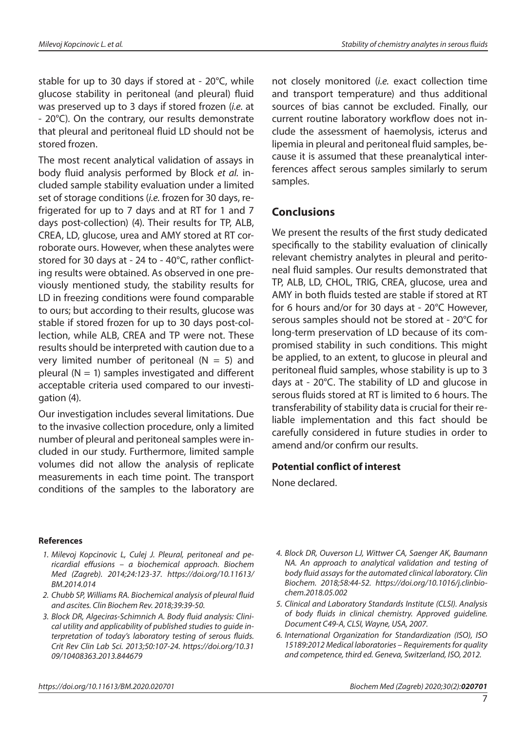stable for up to 30 days if stored at - 20°C, while glucose stability in peritoneal (and pleural) fluid was preserved up to 3 days if stored frozen (*i.e.* at - 20°C). On the contrary, our results demonstrate that pleural and peritoneal fluid LD should not be stored frozen.

The most recent analytical validation of assays in body fluid analysis performed by Block *et al.* included sample stability evaluation under a limited set of storage conditions (*i.e.* frozen for 30 days, refrigerated for up to 7 days and at RT for 1 and 7 days post-collection) (4). Their results for TP, ALB, CREA, LD, glucose, urea and AMY stored at RT corroborate ours. However, when these analytes were stored for 30 days at - 24 to - 40°C, rather conflicting results were obtained. As observed in one previously mentioned study, the stability results for LD in freezing conditions were found comparable to ours; but according to their results, glucose was stable if stored frozen for up to 30 days post-collection, while ALB, CREA and TP were not. These results should be interpreted with caution due to a very limited number of peritoneal (N = 5) and pleural (N = 1) samples investigated and different acceptable criteria used compared to our investigation (4).

Our investigation includes several limitations. Due to the invasive collection procedure, only a limited number of pleural and peritoneal samples were included in our study. Furthermore, limited sample volumes did not allow the analysis of replicate measurements in each time point. The transport conditions of the samples to the laboratory are not closely monitored (*i.e.* exact collection time and transport temperature) and thus additional sources of bias cannot be excluded. Finally, our current routine laboratory workflow does not include the assessment of haemolysis, icterus and lipemia in pleural and peritoneal fluid samples, because it is assumed that these preanalytical interferences affect serous samples similarly to serum samples.

## Conclusions

We present the results of the first study dedicated specifically to the stability evaluation of clinically relevant chemistry analytes in pleural and peritoneal fluid samples. Our results demonstrated that TP, ALB, LD, CHOL, TRIG, CREA, glucose, urea and AMY in both fluids tested are stable if stored at RT for 6 hours and/or for 30 days at - 20°C However, serous samples should not be stored at - 20°C for long-term preservation of LD because of its compromised stability in such conditions. This might be applied, to an extent, to glucose in pleural and peritoneal fluid samples, whose stability is up to 3 days at - 20°C. The stability of LD and glucose in serous fluids stored at RT is limited to 6 hours. The transferability of stability data is crucial for their reliable implementation and this fact should be carefully considered in future studies in order to amend and/or confirm our results.

### Potential conflict of interest

None declared.

### References

1. *Milevoj Kopcinovic L, Culej J. Pleural, peritoneal and pericardial effusions – a biochemical approach. Biochem Med (Zagreb). 2014;24:123-37. https://doi.org/10.11613/BM.2014.014*
2. *Chubb SP, Williams RA. Biochemical analysis of pleural fluid and ascites. Clin Biochem Rev. 2018;39:39-50.*
3. *Block DR, Algeciras-Schimnich A. Body fluid analysis: Clinical utility and applicability of published studies to guide interpretation of today's laboratory testing of serous fluids. Crit Rev Clin Lab Sci. 2013;50:107-24. https://doi.org/10.3109/10408363.2013.844679*
4. *Block DR, Ouverson LJ, Wittwer CA, Saenger AK, Baumann NA. An approach to analytical validation and testing of body fluid assays for the automated clinical laboratory. Clin Biochem. 2018;58:44-52. https://doi.org/10.1016/j.clinbiochem.2018.05.002*
5. *Clinical and Laboratory Standards Institute (CLSI). Analysis of body fluids in clinical chemistry. Approved guideline. Document C49-A, CLSI, Wayne, USA, 2007.*
6. *International Organization for Standardization (ISO), ISO 15189:2012 Medical laboratories – Requirements for quality and competence, third ed. Geneva, Switzerland, ISO, 2012.*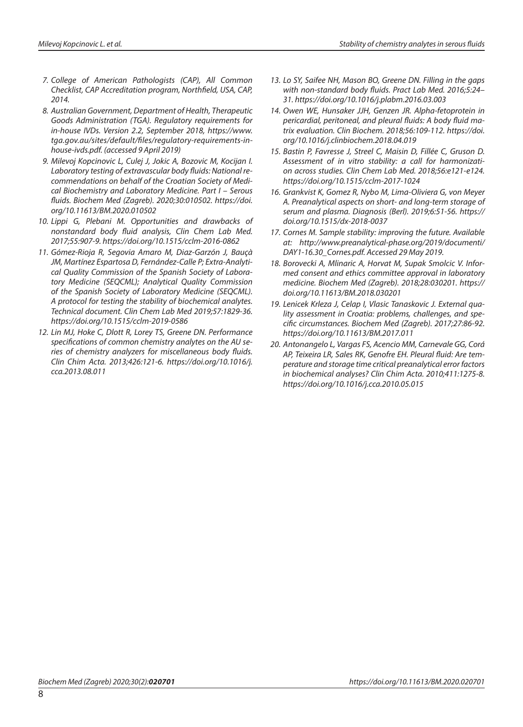7. College of American Pathologists (CAP), All Common Checklist, CAP Accreditation program, Northfield, USA, CAP, 2014.
8. Australian Government, Department of Health, Therapeutic Goods Administration (TGA). Regulatory requirements for in-house IVDs. Version 2.2, September 2018, https://www.tga.gov.au/sites/default/files/regulatory-requirements-in-house-ivds.pdf. (accessed 9 April 2019)
9. Milevoj Kopcinovic L, Culej J, Jokic A, Bozovic M, Kocijan I. Laboratory testing of extravascular body fluids: National recommendations on behalf of the Croatian Society of Medical Biochemistry and Laboratory Medicine. Part I – Serous fluids. Biochem Med (Zagreb). 2020;30:010502. https://doi.org/10.11613/BM.2020.010502
10. Lippi G, Plebani M. Opportunities and drawbacks of nonstandard body fluid analysis, Clin Chem Lab Med. 2017;55:907-9. https://doi.org/10.1515/cclm-2016-0862
11. Gómez-Rioja R, Segovia Amaro M, Diaz-Garzón J, Bauçà JM, Martínez Espartosa D, Fernández-Calle P; Extra-Analytical Quality Commission of the Spanish Society of Laboratory Medicine (SEQCML); Analytical Quality Commission of the Spanish Society of Laboratory Medicine (SEQCML). A protocol for testing the stability of biochemical analytes. Technical document. Clin Chem Lab Med 2019;57:1829-36. https://doi.org/10.1515/cclm-2019-0586
12. Lin MJ, Hoke C, Dlott R, Lorey TS, Greene DN. Performance specifications of common chemistry analytes on the AU series of chemistry analyzers for miscellaneous body fluids. Clin Chim Acta. 2013;426:121-6. https://doi.org/10.1016/j.cca.2013.08.011
13. Lo SY, Saifee NH, Mason BO, Greene DN. Filling in the gaps with non-standard body fluids. Pract Lab Med. 2016;5:24–31. https://doi.org/10.1016/j.plabm.2016.03.003
14. Owen WE, Hunsaker JJH, Genzen JR. Alpha-fetoprotein in pericardial, peritoneal, and pleural fluids: A body fluid matrix evaluation. Clin Biochem. 2018;56:109-112. https://doi.org/10.1016/j.clinbiochem.2018.04.019
15. Bastin P, Favresse J, Streel C, Maisin D, Fillée C, Gruson D. Assessment of in vitro stability: a call for harmonization across studies. Clin Chem Lab Med. 2018;56:e121-e124. https://doi.org/10.1515/cclm-2017-1024
16. Grankvist K, Gomez R, Nybo M, Lima-Oliviera G, von Meyer A. Preanalytical aspects on short- and long-term storage of serum and plasma. Diagnosis (Berl). 2019;6:51-56. https://doi.org/10.1515/dx-2018-0037
17. Cornes M. Sample stability: improving the future. Available at: http://www.preanalytical-phase.org/2019/documenti/DAY1-16.30_Cornes.pdf. Accessed 29 May 2019.
18. Borovecki A, Mlinaric A, Horvat M, Supak Smolcic V. Informed consent and ethics committee approval in laboratory medicine. Biochem Med (Zagreb). 2018;28:030201. https://doi.org/10.11613/BM.2018.030201
19. Lenicek Krleza J, Celap I, Vlasic Tanaskovic J. External quality assessment in Croatia: problems, challenges, and specific circumstances. Biochem Med (Zagreb). 2017;27:86-92. https://doi.org/10.11613/BM.2017.011
20. Antonangelo L, Vargas FS, Acencio MM, Carnevale GG, Corá AP, Teixeira LR, Sales RK, Genofre EH. Pleural fluid: Are temperature and storage time critical preanalytical error factors in biochemical analyses? Clin Chim Acta. 2010;411:1275-8. https://doi.org/10.1016/j.cca.2010.05.015